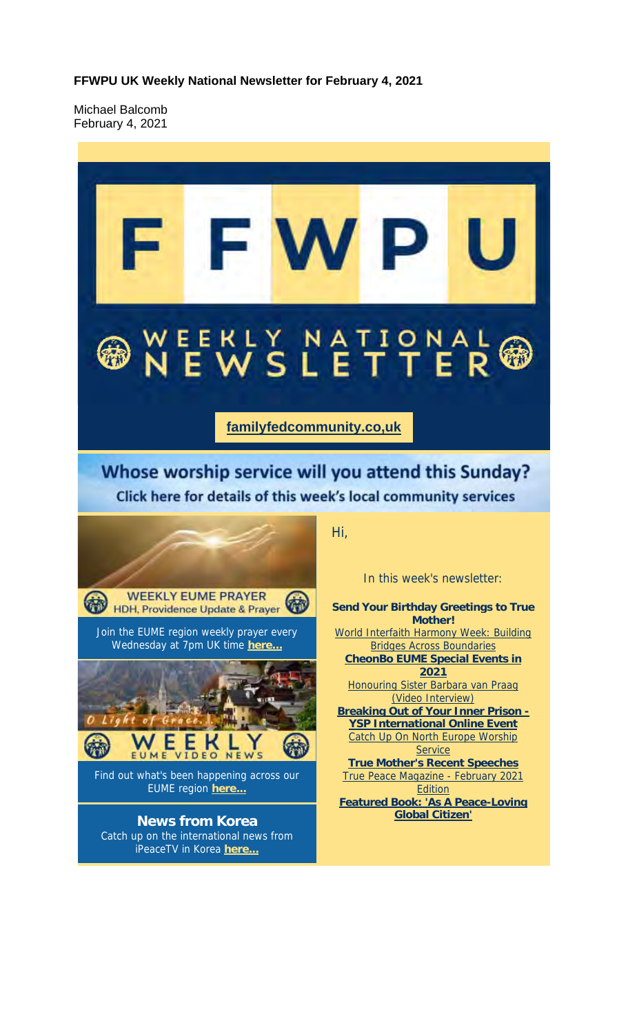**FFWPU UK Weekly National Newsletter for February 4, 2021**

Michael Balcomb
February 4, 2021

# FFWPU WEEKLY NATIONAL NEWSLETTER

familyfedcommunity.co,uk

## Whose worship service will you attend this Sunday?

Click here for details of this week's local community services

WEEKLY EUME PRAYER
HDH, Providence Update & Prayer

Join the EUME region weekly prayer every Wednesday at 7pm UK time **here...**

O Light of Grace...
WEEKLY EUME VIDEO NEWS

Find out what's been happening across our EUME region **here...**

**News from Korea**
Catch up on the international news from iPeaceTV in Korea **here...**

Hi,

In this week's newsletter:

- **Send Your Birthday Greetings to True Mother!**
- World Interfaith Harmony Week: Building Bridges Across Boundaries
- **CheonBo EUME Special Events in 2021**
- Honouring Sister Barbara van Praag (Video Interview)
- **Breaking Out of Your Inner Prison - YSP International Online Event**
- Catch Up On North Europe Worship Service
- **True Mother's Recent Speeches**
- True Peace Magazine - February 2021 Edition
- **Featured Book: 'As A Peace-Loving Global Citizen'**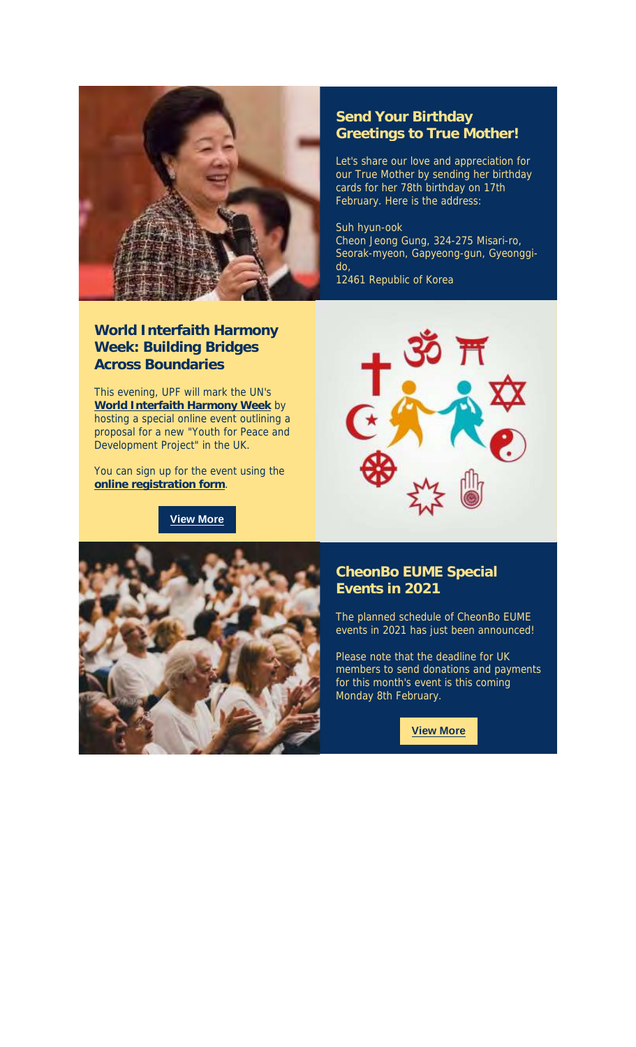## Send Your Birthday Greetings to True Mother!

Let's share our love and appreciation for our True Mother by sending her birthday cards for her 78th birthday on 17th February. Here is the address:

Suh hyun-ook
Cheon Jeong Gung, 324-275 Misari-ro, Seorak-myeon, Gapyeong-gun, Gyeonggi-do,
12461 Republic of Korea

## World Interfaith Harmony Week: Building Bridges Across Boundaries

This evening, UPF will mark the UN's **World Interfaith Harmony Week** by hosting a special online event outlining a proposal for a new "Youth for Peace and Development Project" in the UK.

You can sign up for the event using the **online registration form**.

**View More**

## CheonBo EUME Special Events in 2021

The planned schedule of CheonBo EUME events in 2021 has just been announced!

Please note that the deadline for UK members to send donations and payments for this month's event is this coming Monday 8th February.

**View More**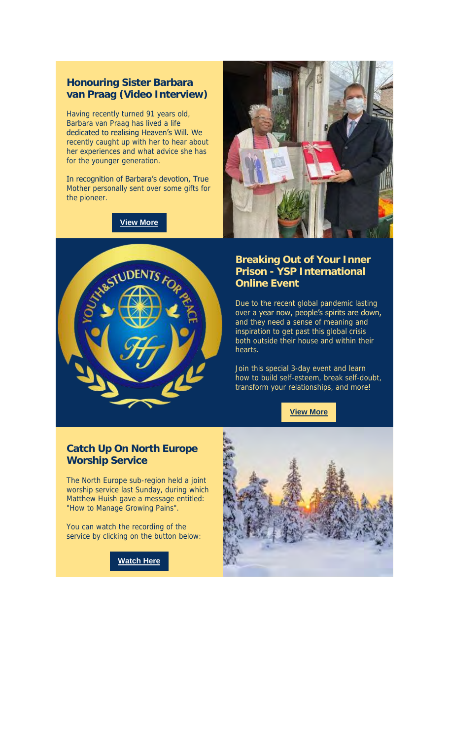## Honouring Sister Barbara van Praag (Video Interview)

Having recently turned 91 years old, Barbara van Praag has lived a life dedicated to realising Heaven's Will. We recently caught up with her to hear about her experiences and what advice she has for the younger generation.

In recognition of Barbara's devotion, True Mother personally sent over some gifts for the pioneer.

**View More**

## Breaking Out of Your Inner Prison - YSP International Online Event

Due to the recent global pandemic lasting over a year now, people's spirits are down, and they need a sense of meaning and inspiration to get past this global crisis both outside their house and within their hearts.

Join this special 3-day event and learn how to build self-esteem, break self-doubt, transform your relationships, and more!

**View More**

## Catch Up On North Europe Worship Service

The North Europe sub-region held a joint worship service last Sunday, during which Matthew Huish gave a message entitled: "How to Manage Growing Pains".

You can watch the recording of the service by clicking on the button below:

**Watch Here**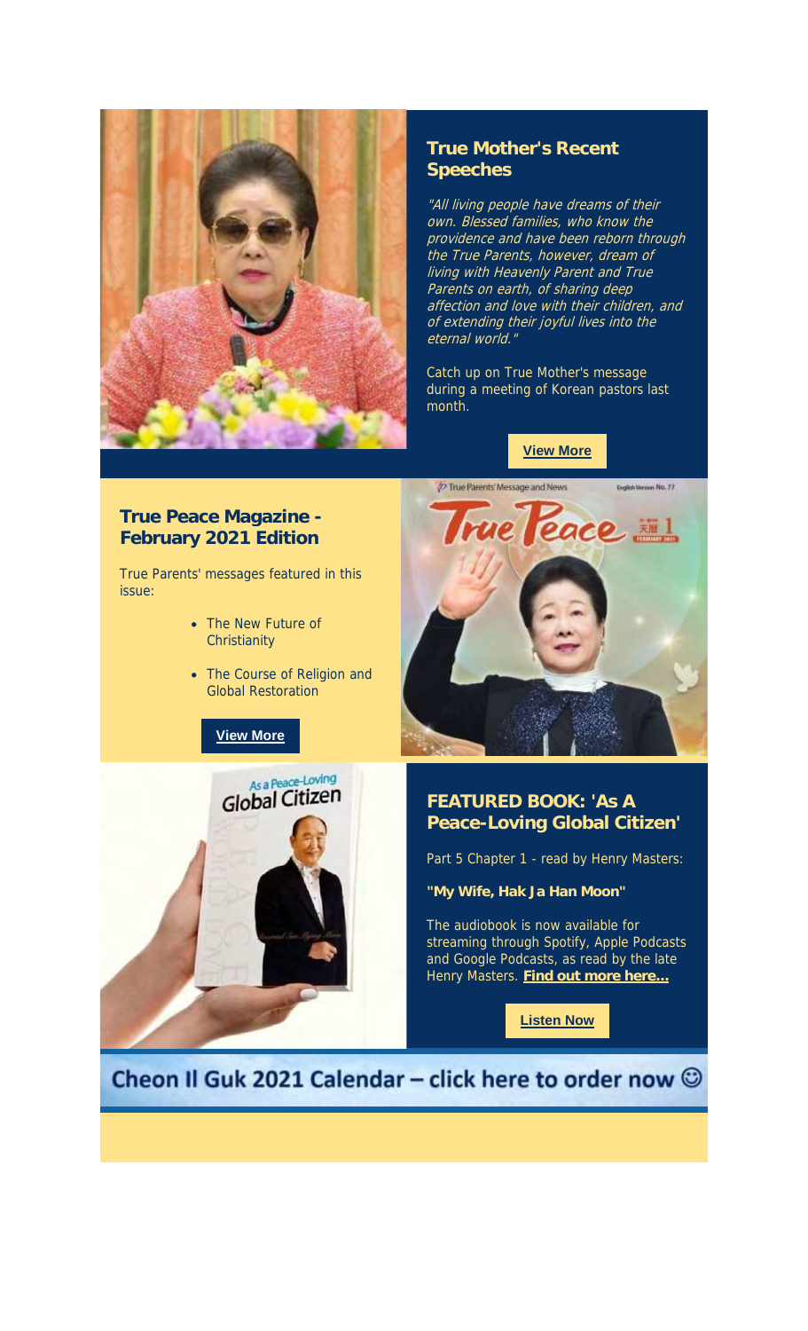## True Mother's Recent Speeches

*"All living people have dreams of their own. Blessed families, who know the providence and have been reborn through the True Parents, however, dream of living with Heavenly Parent and True Parents on earth, of sharing deep affection and love with their children, and of extending their joyful lives into the eternal world."*

Catch up on True Mother's message during a meeting of Korean pastors last month.

**View More**

## True Peace Magazine - February 2021 Edition

True Parents' messages featured in this issue:

- The New Future of Christianity
- The Course of Religion and Global Restoration

**View More**

## FEATURED BOOK: 'As A Peace-Loving Global Citizen'

Part 5 Chapter 1 - read by Henry Masters:

**"My Wife, Hak Ja Han Moon"**

The audiobook is now available for streaming through Spotify, Apple Podcasts and Google Podcasts, as read by the late Henry Masters. **Find out more here...**

**Listen Now**

**Cheon Il Guk 2021 Calendar – click here to order now ☺**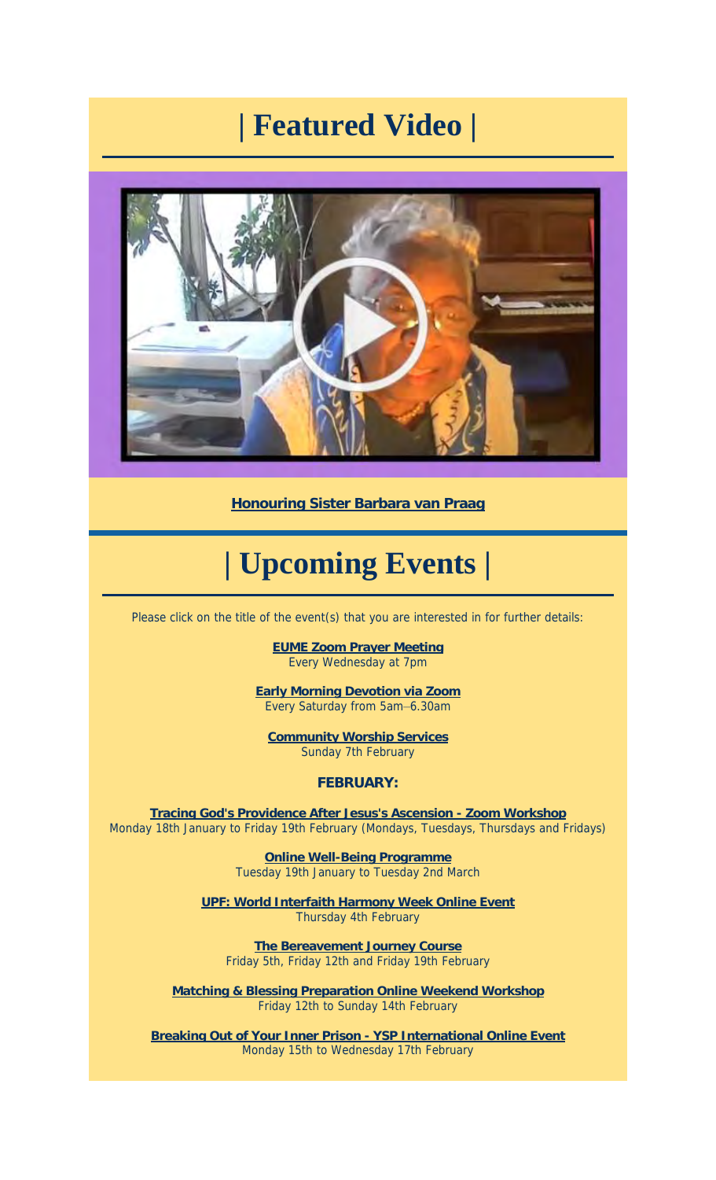# | Featured Video |

**Honouring Sister Barbara van Praag**

# | Upcoming Events |

Please click on the title of the event(s) that you are interested in for further details:

**EUME Zoom Prayer Meeting**
Every Wednesday at 7pm

**Early Morning Devotion via Zoom**
Every Saturday from 5am–6.30am

**Community Worship Services**
Sunday 7th February

**FEBRUARY:**

**Tracing God's Providence After Jesus's Ascension - Zoom Workshop**
Monday 18th January to Friday 19th February (Mondays, Tuesdays, Thursdays and Fridays)

**Online Well-Being Programme**
Tuesday 19th January to Tuesday 2nd March

**UPF: World Interfaith Harmony Week Online Event**
Thursday 4th February

**The Bereavement Journey Course**
Friday 5th, Friday 12th and Friday 19th February

**Matching & Blessing Preparation Online Weekend Workshop**
Friday 12th to Sunday 14th February

**Breaking Out of Your Inner Prison - YSP International Online Event**
Monday 15th to Wednesday 17th February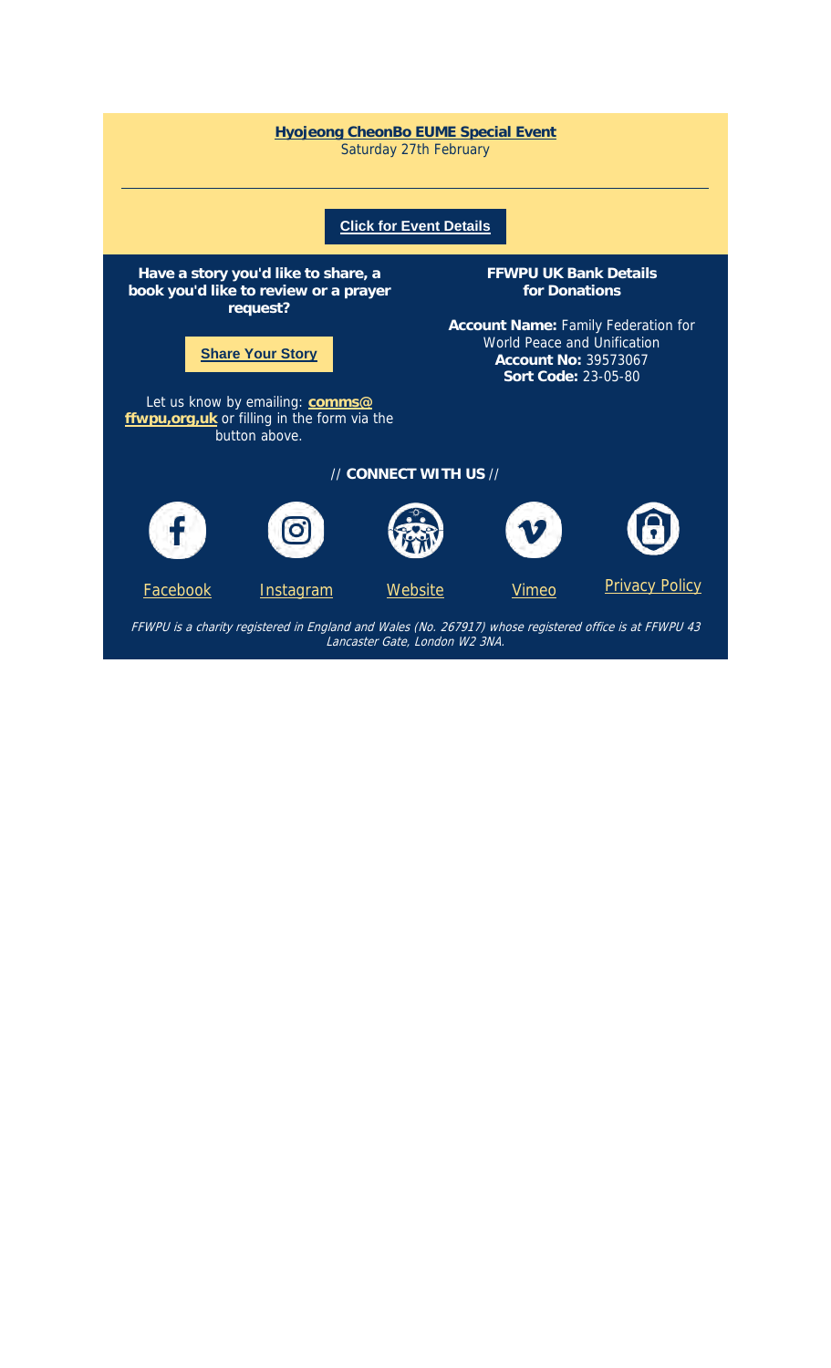**Hyojeong CheonBo EUME Special Event**
Saturday 27th February

---

**Click for Event Details**

**Have a story you'd like to share, a book you'd like to review or a prayer request?**

**Share Your Story**

Let us know by emailing: **comms@ ffwpu,org,uk** or filling in the form via the button above.

**FFWPU UK Bank Details for Donations**

**Account Name:** Family Federation for World Peace and Unification
**Account No:** 39573067
**Sort Code:** 23-05-80

// **CONNECT WITH US** //

Facebook | Instagram | Website | Vimeo | Privacy Policy

*FFWPU is a charity registered in England and Wales (No. 267917) whose registered office is at FFWPU 43 Lancaster Gate, London W2 3NA.*